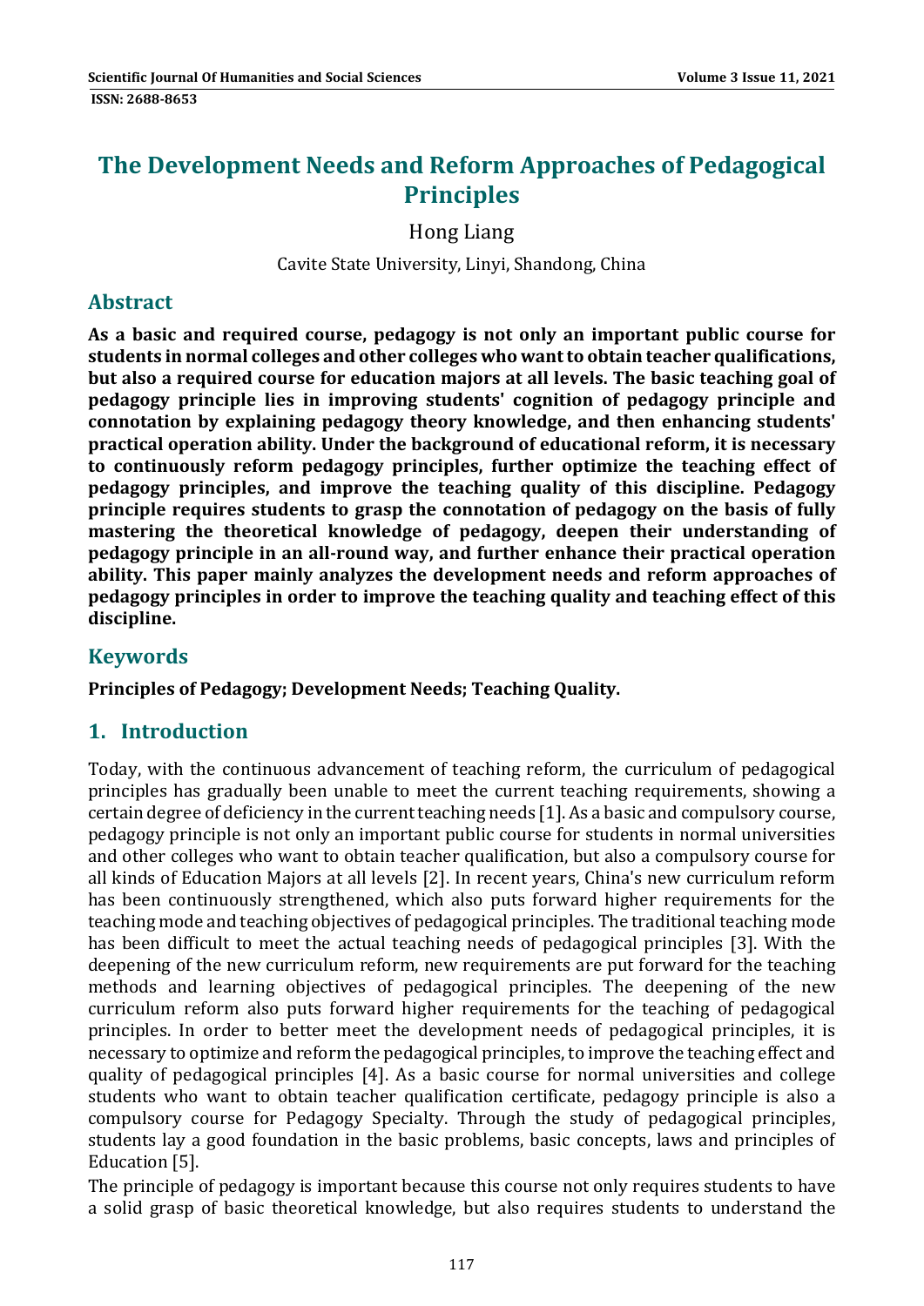# The Development Needs and Reform Approaches of Pedagogical Principles

Hong Liang

Cavite State University, Linyi, Shandong, China

## Abstract

**As a basic and required course, pedagogy is not only an important public course for students in normal colleges and other colleges who want to obtain teacher qualifications, but also a required course for education majors at all levels. The basic teaching goal of pedagogy principle lies in improving students' cognition of pedagogy principle and connotation by explaining pedagogy theory knowledge, and then enhancing students' practical operation ability. Under the background of educational reform, it is necessary to continuously reform pedagogy principles, further optimize the teaching effect of pedagogy principles, and improve the teaching quality of this discipline. Pedagogy principle requires students to grasp the connotation of pedagogy on the basis of fully mastering the theoretical knowledge of pedagogy, deepen their understanding of pedagogy principle in an all-round way, and further enhance their practical operation ability. This paper mainly analyzes the development needs and reform approaches of pedagogy principles in order to improve the teaching quality and teaching effect of this discipline.**

## Keywords

**Principles of Pedagogy; Development Needs; Teaching Quality.**

## 1. Introduction

Today, with the continuous advancement of teaching reform, the curriculum of pedagogical principles has gradually been unable to meet the current teaching requirements, showing a certain degree of deficiency in the current teaching needs [1]. As a basic and compulsory course, pedagogy principle is not only an important public course for students in normal universities and other colleges who want to obtain teacher qualification, but also a compulsory course for all kinds of Education Majors at all levels [2]. In recent years, China's new curriculum reform has been continuously strengthened, which also puts forward higher requirements for the teaching mode and teaching objectives of pedagogical principles. The traditional teaching mode has been difficult to meet the actual teaching needs of pedagogical principles [3]. With the deepening of the new curriculum reform, new requirements are put forward for the teaching methods and learning objectives of pedagogical principles. The deepening of the new curriculum reform also puts forward higher requirements for the teaching of pedagogical principles. In order to better meet the development needs of pedagogical principles, it is necessary to optimize and reform the pedagogical principles, to improve the teaching effect and quality of pedagogical principles [4]. As a basic course for normal universities and college students who want to obtain teacher qualification certificate, pedagogy principle is also a compulsory course for Pedagogy Specialty. Through the study of pedagogical principles, students lay a good foundation in the basic problems, basic concepts, laws and principles of Education [5].

The principle of pedagogy is important because this course not only requires students to have a solid grasp of basic theoretical knowledge, but also requires students to understand the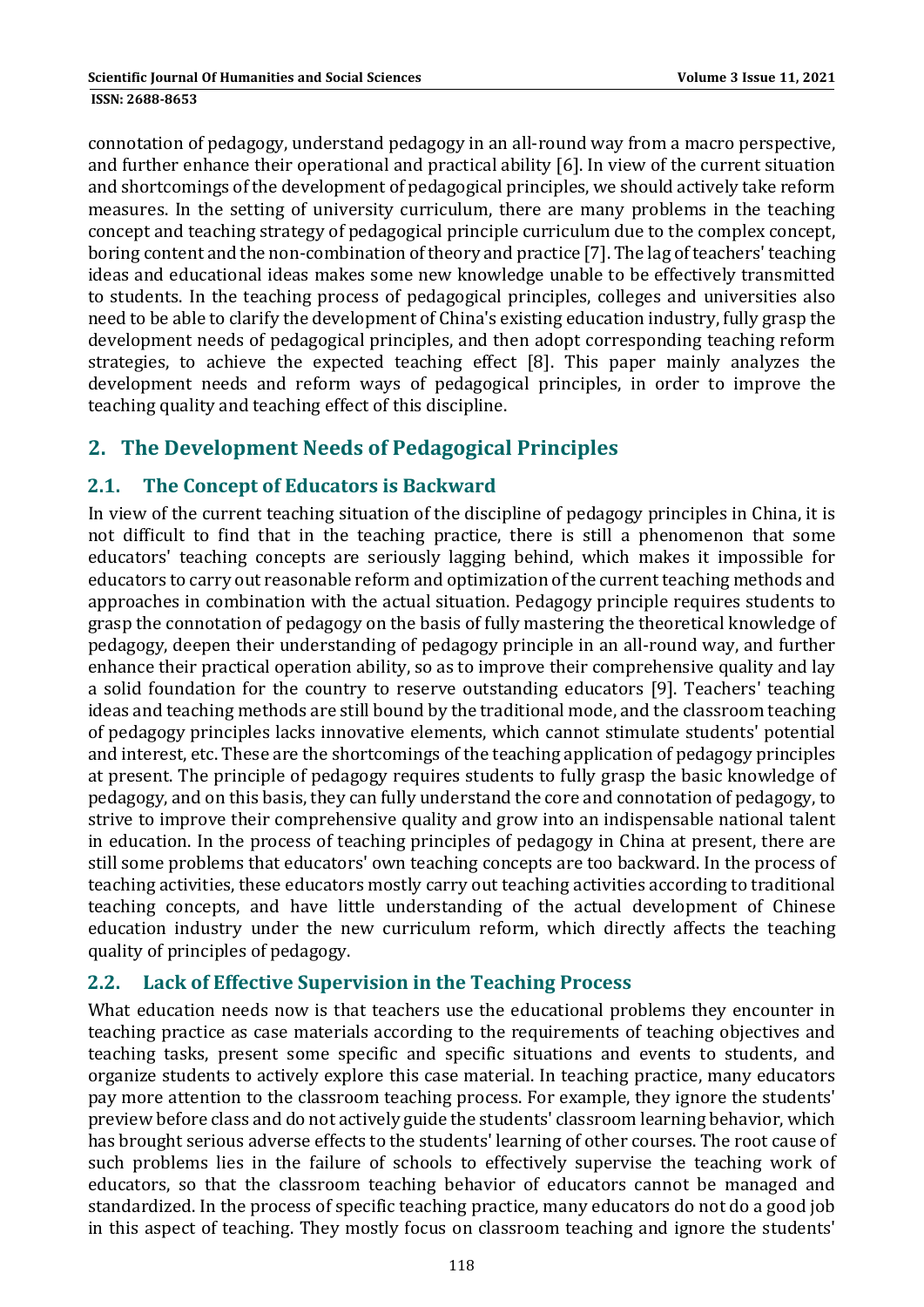connotation of pedagogy, understand pedagogy in an all-round way from a macro perspective, and further enhance their operational and practical ability [6]. In view of the current situation and shortcomings of the development of pedagogical principles, we should actively take reform measures. In the setting of university curriculum, there are many problems in the teaching concept and teaching strategy of pedagogical principle curriculum due to the complex concept, boring content and the non-combination of theory and practice [7]. The lag of teachers' teaching ideas and educational ideas makes some new knowledge unable to be effectively transmitted to students. In the teaching process of pedagogical principles, colleges and universities also need to be able to clarify the development of China's existing education industry, fully grasp the development needs of pedagogical principles, and then adopt corresponding teaching reform strategies, to achieve the expected teaching effect [8]. This paper mainly analyzes the development needs and reform ways of pedagogical principles, in order to improve the teaching quality and teaching effect of this discipline.

## 2. The Development Needs of Pedagogical Principles

### 2.1. The Concept of Educators is Backward

In view of the current teaching situation of the discipline of pedagogy principles in China, it is not difficult to find that in the teaching practice, there is still a phenomenon that some educators' teaching concepts are seriously lagging behind, which makes it impossible for educators to carry out reasonable reform and optimization of the current teaching methods and approaches in combination with the actual situation. Pedagogy principle requires students to grasp the connotation of pedagogy on the basis of fully mastering the theoretical knowledge of pedagogy, deepen their understanding of pedagogy principle in an all-round way, and further enhance their practical operation ability, so as to improve their comprehensive quality and lay a solid foundation for the country to reserve outstanding educators [9]. Teachers' teaching ideas and teaching methods are still bound by the traditional mode, and the classroom teaching of pedagogy principles lacks innovative elements, which cannot stimulate students' potential and interest, etc. These are the shortcomings of the teaching application of pedagogy principles at present. The principle of pedagogy requires students to fully grasp the basic knowledge of pedagogy, and on this basis, they can fully understand the core and connotation of pedagogy, to strive to improve their comprehensive quality and grow into an indispensable national talent in education. In the process of teaching principles of pedagogy in China at present, there are still some problems that educators' own teaching concepts are too backward. In the process of teaching activities, these educators mostly carry out teaching activities according to traditional teaching concepts, and have little understanding of the actual development of Chinese education industry under the new curriculum reform, which directly affects the teaching quality of principles of pedagogy.

### 2.2. Lack of Effective Supervision in the Teaching Process

What education needs now is that teachers use the educational problems they encounter in teaching practice as case materials according to the requirements of teaching objectives and teaching tasks, present some specific and specific situations and events to students, and organize students to actively explore this case material. In teaching practice, many educators pay more attention to the classroom teaching process. For example, they ignore the students' preview before class and do not actively guide the students' classroom learning behavior, which has brought serious adverse effects to the students' learning of other courses. The root cause of such problems lies in the failure of schools to effectively supervise the teaching work of educators, so that the classroom teaching behavior of educators cannot be managed and standardized. In the process of specific teaching practice, many educators do not do a good job in this aspect of teaching. They mostly focus on classroom teaching and ignore the students'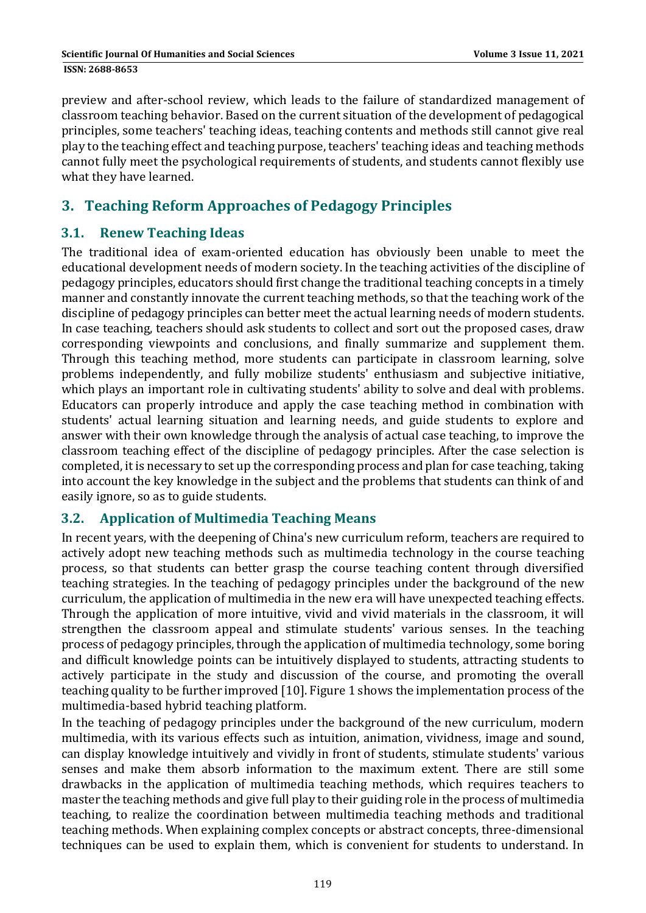preview and after-school review, which leads to the failure of standardized management of classroom teaching behavior. Based on the current situation of the development of pedagogical principles, some teachers' teaching ideas, teaching contents and methods still cannot give real play to the teaching effect and teaching purpose, teachers' teaching ideas and teaching methods cannot fully meet the psychological requirements of students, and students cannot flexibly use what they have learned.

## 3. Teaching Reform Approaches of Pedagogy Principles

### 3.1. Renew Teaching Ideas

The traditional idea of exam-oriented education has obviously been unable to meet the educational development needs of modern society. In the teaching activities of the discipline of pedagogy principles, educators should first change the traditional teaching concepts in a timely manner and constantly innovate the current teaching methods, so that the teaching work of the discipline of pedagogy principles can better meet the actual learning needs of modern students. In case teaching, teachers should ask students to collect and sort out the proposed cases, draw corresponding viewpoints and conclusions, and finally summarize and supplement them. Through this teaching method, more students can participate in classroom learning, solve problems independently, and fully mobilize students' enthusiasm and subjective initiative, which plays an important role in cultivating students' ability to solve and deal with problems. Educators can properly introduce and apply the case teaching method in combination with students' actual learning situation and learning needs, and guide students to explore and answer with their own knowledge through the analysis of actual case teaching, to improve the classroom teaching effect of the discipline of pedagogy principles. After the case selection is completed, it is necessary to set up the corresponding process and plan for case teaching, taking into account the key knowledge in the subject and the problems that students can think of and easily ignore, so as to guide students.

### 3.2. Application of Multimedia Teaching Means

In recent years, with the deepening of China's new curriculum reform, teachers are required to actively adopt new teaching methods such as multimedia technology in the course teaching process, so that students can better grasp the course teaching content through diversified teaching strategies. In the teaching of pedagogy principles under the background of the new curriculum, the application of multimedia in the new era will have unexpected teaching effects. Through the application of more intuitive, vivid and vivid materials in the classroom, it will strengthen the classroom appeal and stimulate students' various senses. In the teaching process of pedagogy principles, through the application of multimedia technology, some boring and difficult knowledge points can be intuitively displayed to students, attracting students to actively participate in the study and discussion of the course, and promoting the overall teaching quality to be further improved [10]. Figure 1 shows the implementation process of the multimedia-based hybrid teaching platform.

In the teaching of pedagogy principles under the background of the new curriculum, modern multimedia, with its various effects such as intuition, animation, vividness, image and sound, can display knowledge intuitively and vividly in front of students, stimulate students' various senses and make them absorb information to the maximum extent. There are still some drawbacks in the application of multimedia teaching methods, which requires teachers to master the teaching methods and give full play to their guiding role in the process of multimedia teaching, to realize the coordination between multimedia teaching methods and traditional teaching methods. When explaining complex concepts or abstract concepts, three-dimensional techniques can be used to explain them, which is convenient for students to understand. In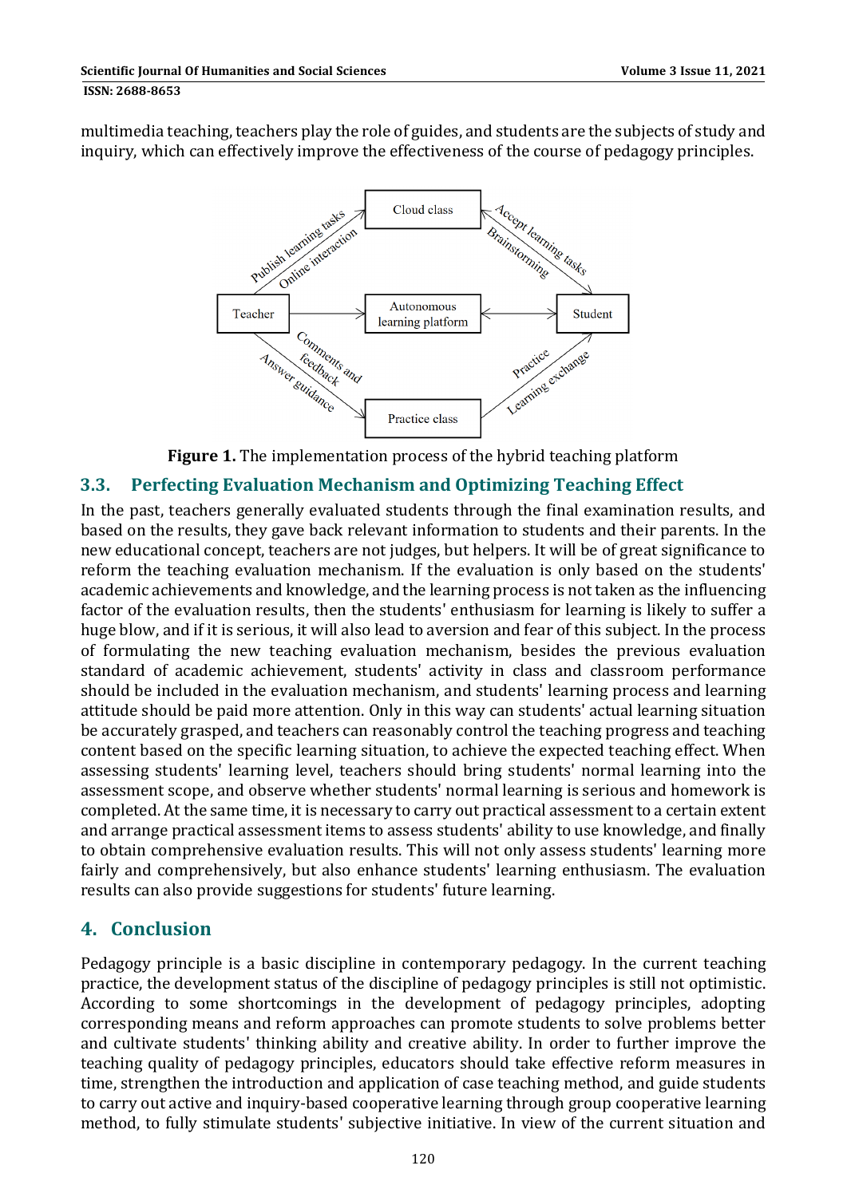multimedia teaching, teachers play the role of guides, and students are the subjects of study and inquiry, which can effectively improve the effectiveness of the course of pedagogy principles.

**Figure 1.** The implementation process of the hybrid teaching platform

## 3.3. Perfecting Evaluation Mechanism and Optimizing Teaching Effect

In the past, teachers generally evaluated students through the final examination results, and based on the results, they gave back relevant information to students and their parents. In the new educational concept, teachers are not judges, but helpers. It will be of great significance to reform the teaching evaluation mechanism. If the evaluation is only based on the students' academic achievements and knowledge, and the learning process is not taken as the influencing factor of the evaluation results, then the students' enthusiasm for learning is likely to suffer a huge blow, and if it is serious, it will also lead to aversion and fear of this subject. In the process of formulating the new teaching evaluation mechanism, besides the previous evaluation standard of academic achievement, students' activity in class and classroom performance should be included in the evaluation mechanism, and students' learning process and learning attitude should be paid more attention. Only in this way can students' actual learning situation be accurately grasped, and teachers can reasonably control the teaching progress and teaching content based on the specific learning situation, to achieve the expected teaching effect. When assessing students' learning level, teachers should bring students' normal learning into the assessment scope, and observe whether students' normal learning is serious and homework is completed. At the same time, it is necessary to carry out practical assessment to a certain extent and arrange practical assessment items to assess students' ability to use knowledge, and finally to obtain comprehensive evaluation results. This will not only assess students' learning more fairly and comprehensively, but also enhance students' learning enthusiasm. The evaluation results can also provide suggestions for students' future learning.

# 4. Conclusion

Pedagogy principle is a basic discipline in contemporary pedagogy. In the current teaching practice, the development status of the discipline of pedagogy principles is still not optimistic. According to some shortcomings in the development of pedagogy principles, adopting corresponding means and reform approaches can promote students to solve problems better and cultivate students' thinking ability and creative ability. In order to further improve the teaching quality of pedagogy principles, educators should take effective reform measures in time, strengthen the introduction and application of case teaching method, and guide students to carry out active and inquiry-based cooperative learning through group cooperative learning method, to fully stimulate students' subjective initiative. In view of the current situation and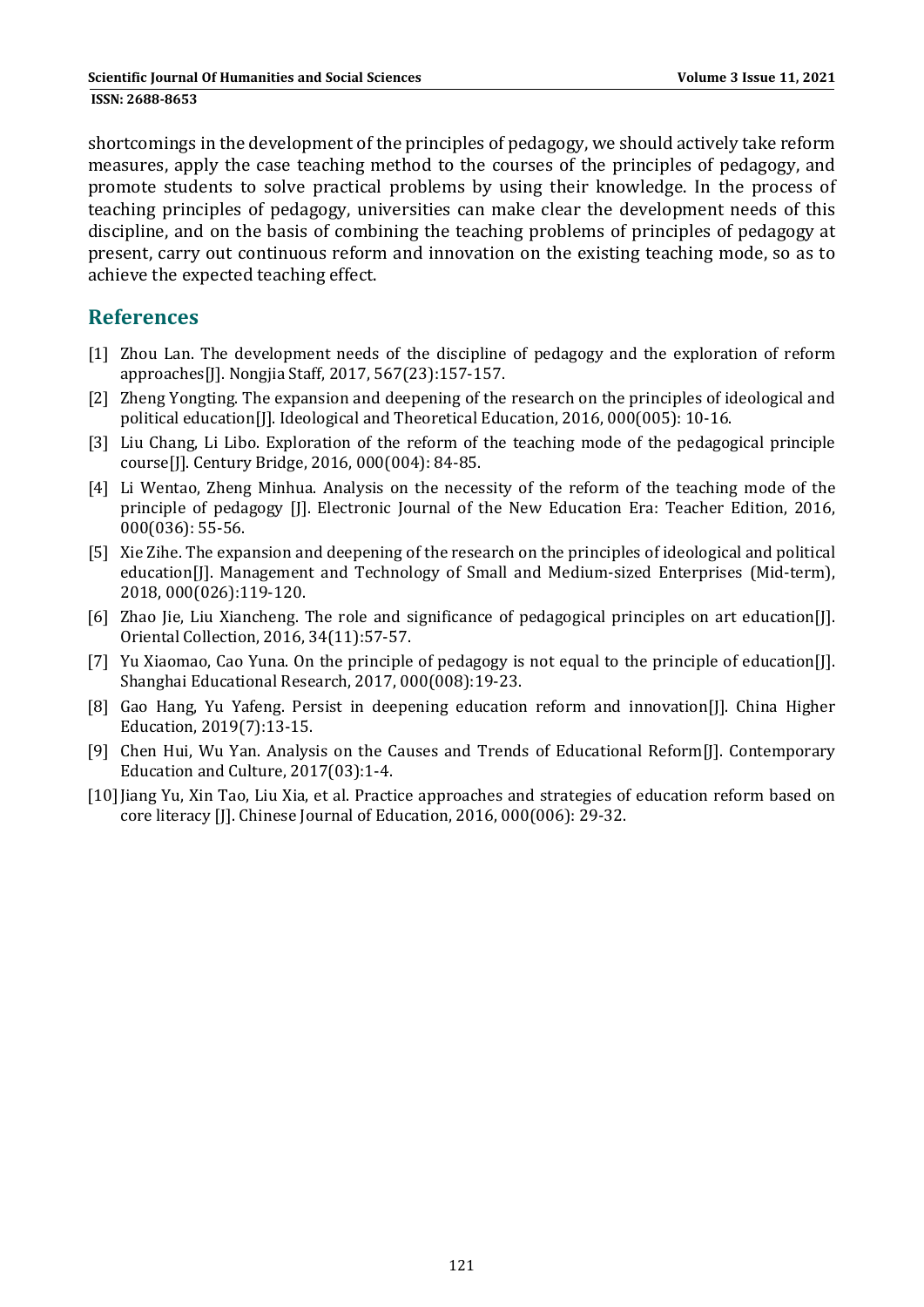shortcomings in the development of the principles of pedagogy, we should actively take reform measures, apply the case teaching method to the courses of the principles of pedagogy, and promote students to solve practical problems by using their knowledge. In the process of teaching principles of pedagogy, universities can make clear the development needs of this discipline, and on the basis of combining the teaching problems of principles of pedagogy at present, carry out continuous reform and innovation on the existing teaching mode, so as to achieve the expected teaching effect.

## References

[1] Zhou Lan. The development needs of the discipline of pedagogy and the exploration of reform approaches[J]. Nongjia Staff, 2017, 567(23):157-157.

[2] Zheng Yongting. The expansion and deepening of the research on the principles of ideological and political education[J]. Ideological and Theoretical Education, 2016, 000(005): 10-16.

[3] Liu Chang, Li Libo. Exploration of the reform of the teaching mode of the pedagogical principle course[J]. Century Bridge, 2016, 000(004): 84-85.

[4] Li Wentao, Zheng Minhua. Analysis on the necessity of the reform of the teaching mode of the principle of pedagogy [J]. Electronic Journal of the New Education Era: Teacher Edition, 2016, 000(036): 55-56.

[5] Xie Zihe. The expansion and deepening of the research on the principles of ideological and political education[J]. Management and Technology of Small and Medium-sized Enterprises (Mid-term), 2018, 000(026):119-120.

[6] Zhao Jie, Liu Xiancheng. The role and significance of pedagogical principles on art education[J]. Oriental Collection, 2016, 34(11):57-57.

[7] Yu Xiaomao, Cao Yuna. On the principle of pedagogy is not equal to the principle of education[J]. Shanghai Educational Research, 2017, 000(008):19-23.

[8] Gao Hang, Yu Yafeng. Persist in deepening education reform and innovation[J]. China Higher Education, 2019(7):13-15.

[9] Chen Hui, Wu Yan. Analysis on the Causes and Trends of Educational Reform[J]. Contemporary Education and Culture, 2017(03):1-4.

[10] Jiang Yu, Xin Tao, Liu Xia, et al. Practice approaches and strategies of education reform based on core literacy [J]. Chinese Journal of Education, 2016, 000(006): 29-32.